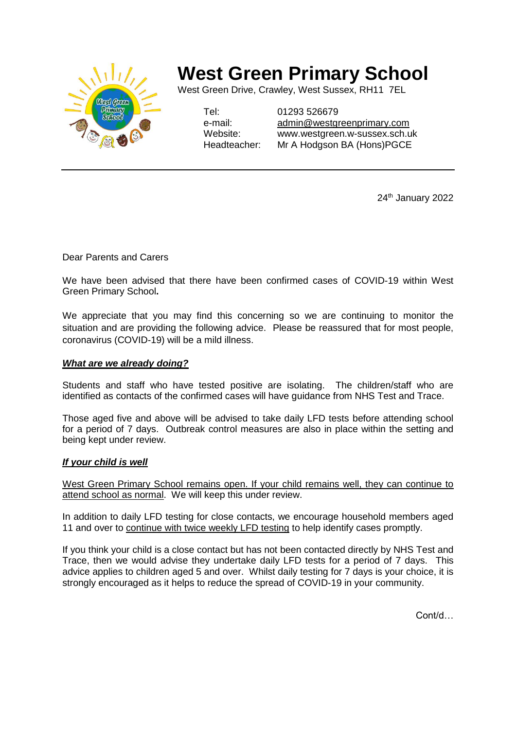# West Green Primary School

West Green Drive, Crawley, West Sussex, RH11 7EL

Tel: 01293 526679
e-mail: admin@westgreenprimary.com
Website: www.westgreen.w-sussex.sch.uk
Headteacher: Mr A Hodgson BA (Hons)PGCE

---

24th January 2022

Dear Parents and Carers

We have been advised that there have been confirmed cases of COVID-19 within West Green Primary School**.**

We appreciate that you may find this concerning so we are continuing to monitor the situation and are providing the following advice. Please be reassured that for most people, coronavirus (COVID-19) will be a mild illness.

***What are we already doing?***

Students and staff who have tested positive are isolating. The children/staff who are identified as contacts of the confirmed cases will have guidance from NHS Test and Trace.

Those aged five and above will be advised to take daily LFD tests before attending school for a period of 7 days. Outbreak control measures are also in place within the setting and being kept under review.

***If your child is well***

West Green Primary School remains open. If your child remains well, they can continue to attend school as normal. We will keep this under review.

In addition to daily LFD testing for close contacts, we encourage household members aged 11 and over to continue with twice weekly LFD testing to help identify cases promptly.

If you think your child is a close contact but has not been contacted directly by NHS Test and Trace, then we would advise they undertake daily LFD tests for a period of 7 days. This advice applies to children aged 5 and over. Whilst daily testing for 7 days is your choice, it is strongly encouraged as it helps to reduce the spread of COVID-19 in your community.

Cont/d…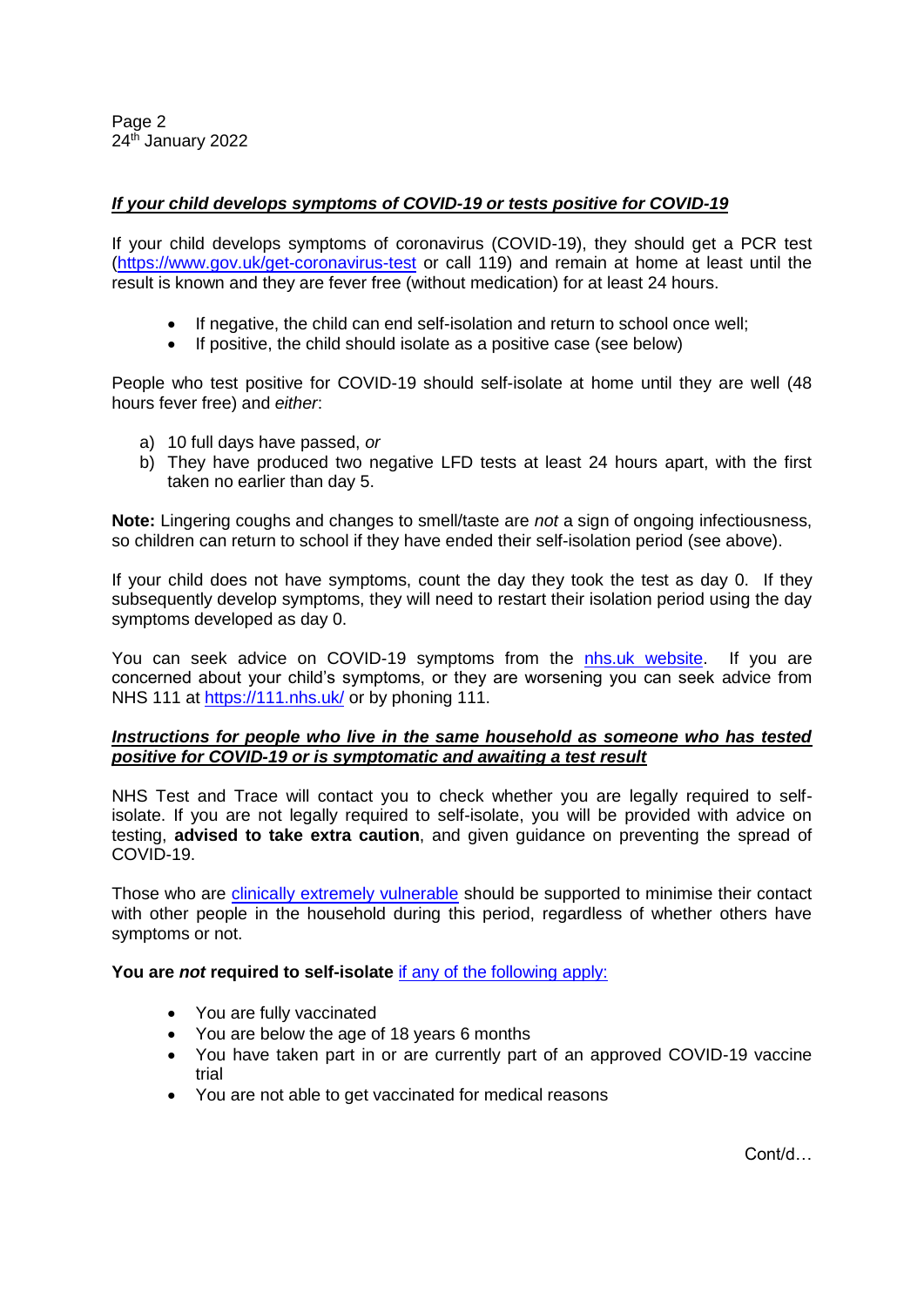***If your child develops symptoms of COVID-19 or tests positive for COVID-19***

If your child develops symptoms of coronavirus (COVID-19), they should get a PCR test (https://www.gov.uk/get-coronavirus-test or call 119) and remain at home at least until the result is known and they are fever free (without medication) for at least 24 hours.

- If negative, the child can end self-isolation and return to school once well;
- If positive, the child should isolate as a positive case (see below)

People who test positive for COVID-19 should self-isolate at home until they are well (48 hours fever free) and *either*:

a) 10 full days have passed, *or*
b) They have produced two negative LFD tests at least 24 hours apart, with the first taken no earlier than day 5.

**Note:** Lingering coughs and changes to smell/taste are *not* a sign of ongoing infectiousness, so children can return to school if they have ended their self-isolation period (see above).

If your child does not have symptoms, count the day they took the test as day 0. If they subsequently develop symptoms, they will need to restart their isolation period using the day symptoms developed as day 0.

You can seek advice on COVID-19 symptoms from the nhs.uk website. If you are concerned about your child's symptoms, or they are worsening you can seek advice from NHS 111 at https://111.nhs.uk/ or by phoning 111.

***Instructions for people who live in the same household as someone who has tested positive for COVID-19 or is symptomatic and awaiting a test result***

NHS Test and Trace will contact you to check whether you are legally required to self-isolate. If you are not legally required to self-isolate, you will be provided with advice on testing, **advised to take extra caution**, and given guidance on preventing the spread of COVID-19.

Those who are clinically extremely vulnerable should be supported to minimise their contact with other people in the household during this period, regardless of whether others have symptoms or not.

**You are *not* required to self-isolate** if any of the following apply:

- You are fully vaccinated
- You are below the age of 18 years 6 months
- You have taken part in or are currently part of an approved COVID-19 vaccine trial
- You are not able to get vaccinated for medical reasons

Cont/d…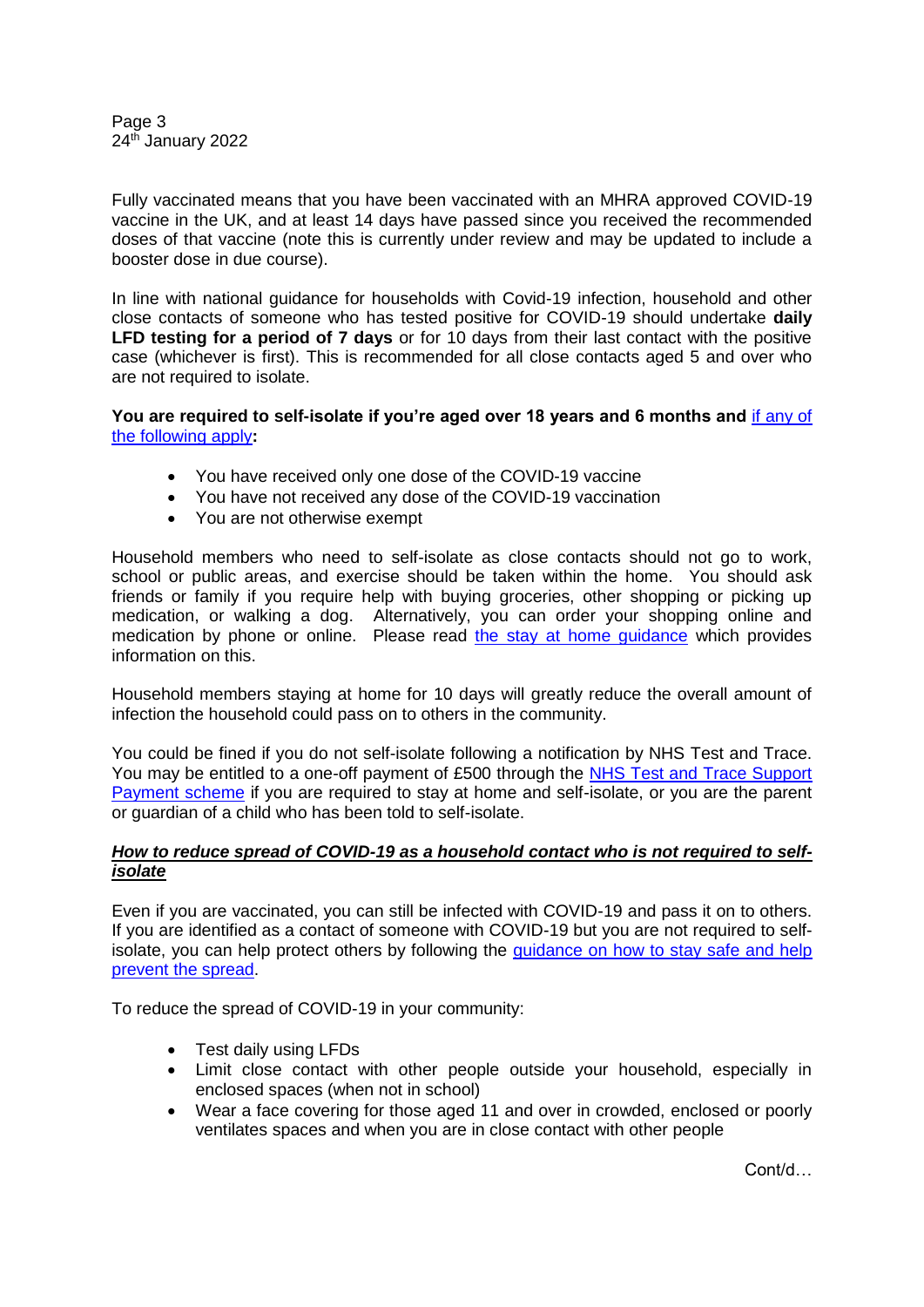Fully vaccinated means that you have been vaccinated with an MHRA approved COVID-19 vaccine in the UK, and at least 14 days have passed since you received the recommended doses of that vaccine (note this is currently under review and may be updated to include a booster dose in due course).

In line with national guidance for households with Covid-19 infection, household and other close contacts of someone who has tested positive for COVID-19 should undertake **daily LFD testing for a period of 7 days** or for 10 days from their last contact with the positive case (whichever is first). This is recommended for all close contacts aged 5 and over who are not required to isolate.

**You are required to self-isolate if you're aged over 18 years and 6 months and** if any of the following apply**:**

- You have received only one dose of the COVID-19 vaccine
- You have not received any dose of the COVID-19 vaccination
- You are not otherwise exempt

Household members who need to self-isolate as close contacts should not go to work, school or public areas, and exercise should be taken within the home. You should ask friends or family if you require help with buying groceries, other shopping or picking up medication, or walking a dog. Alternatively, you can order your shopping online and medication by phone or online. Please read the stay at home guidance which provides information on this.

Household members staying at home for 10 days will greatly reduce the overall amount of infection the household could pass on to others in the community.

You could be fined if you do not self-isolate following a notification by NHS Test and Trace. You may be entitled to a one-off payment of £500 through the NHS Test and Trace Support Payment scheme if you are required to stay at home and self-isolate, or you are the parent or guardian of a child who has been told to self-isolate.

***How to reduce spread of COVID-19 as a household contact who is not required to self-isolate***

Even if you are vaccinated, you can still be infected with COVID-19 and pass it on to others. If you are identified as a contact of someone with COVID-19 but you are not required to self-isolate, you can help protect others by following the guidance on how to stay safe and help prevent the spread.

To reduce the spread of COVID-19 in your community:

- Test daily using LFDs
- Limit close contact with other people outside your household, especially in enclosed spaces (when not in school)
- Wear a face covering for those aged 11 and over in crowded, enclosed or poorly ventilates spaces and when you are in close contact with other people

Cont/d…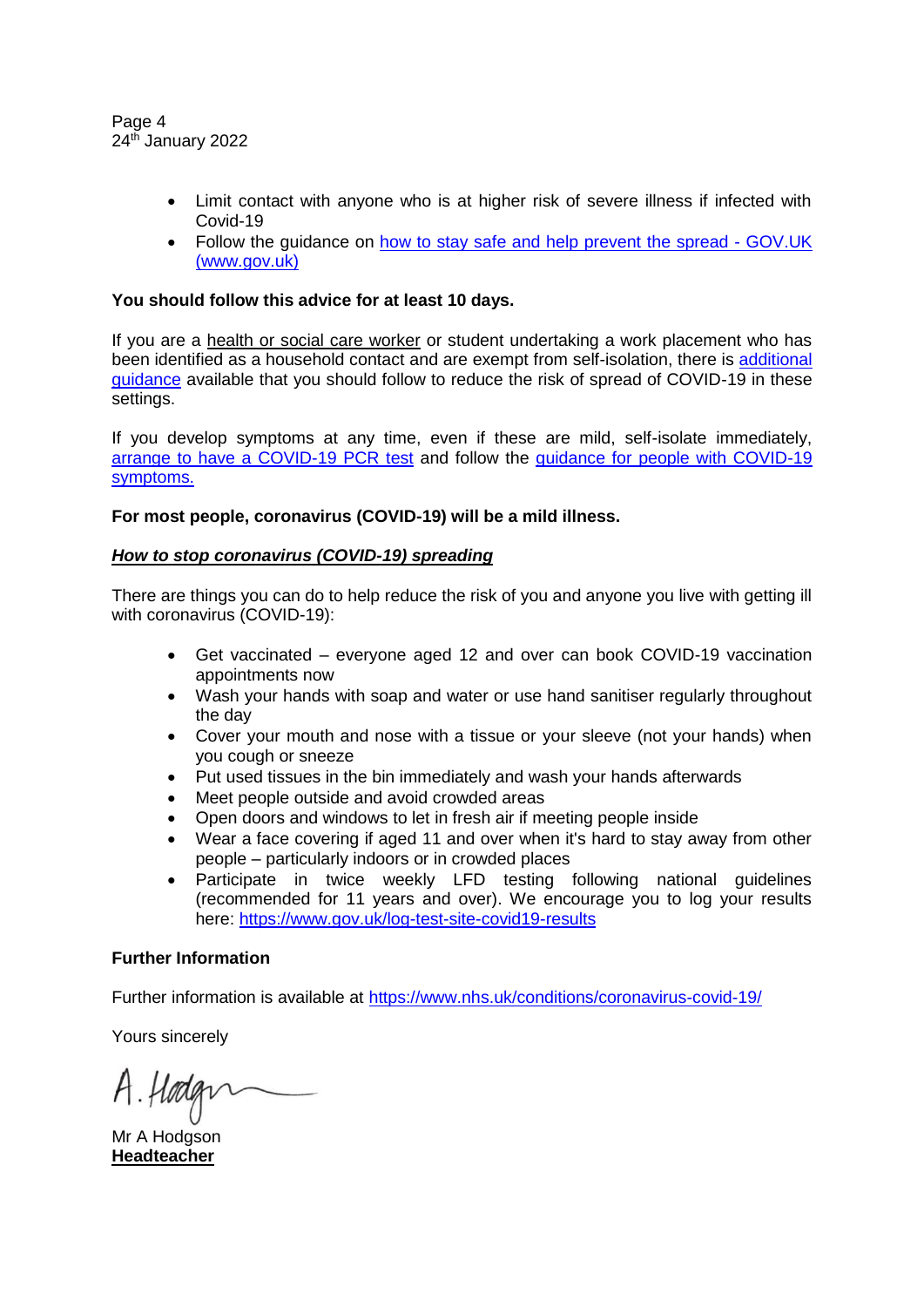- Limit contact with anyone who is at higher risk of severe illness if infected with Covid-19
- Follow the guidance on [how to stay safe and help prevent the spread - GOV.UK (www.gov.uk)]

**You should follow this advice for at least 10 days.**

If you are a health or social care worker or student undertaking a work placement who has been identified as a household contact and are exempt from self-isolation, there is additional guidance available that you should follow to reduce the risk of spread of COVID-19 in these settings.

If you develop symptoms at any time, even if these are mild, self-isolate immediately, arrange to have a COVID-19 PCR test and follow the guidance for people with COVID-19 symptoms.

**For most people, coronavirus (COVID-19) will be a mild illness.**

***How to stop coronavirus (COVID-19) spreading***

There are things you can do to help reduce the risk of you and anyone you live with getting ill with coronavirus (COVID-19):

- Get vaccinated – everyone aged 12 and over can book COVID-19 vaccination appointments now
- Wash your hands with soap and water or use hand sanitiser regularly throughout the day
- Cover your mouth and nose with a tissue or your sleeve (not your hands) when you cough or sneeze
- Put used tissues in the bin immediately and wash your hands afterwards
- Meet people outside and avoid crowded areas
- Open doors and windows to let in fresh air if meeting people inside
- Wear a face covering if aged 11 and over when it's hard to stay away from other people – particularly indoors or in crowded places
- Participate in twice weekly LFD testing following national guidelines (recommended for 11 years and over). We encourage you to log your results here: https://www.gov.uk/log-test-site-covid19-results

**Further Information**

Further information is available at https://www.nhs.uk/conditions/coronavirus-covid-19/

Yours sincerely

A. Hodgson

Mr A Hodgson
**Headteacher**